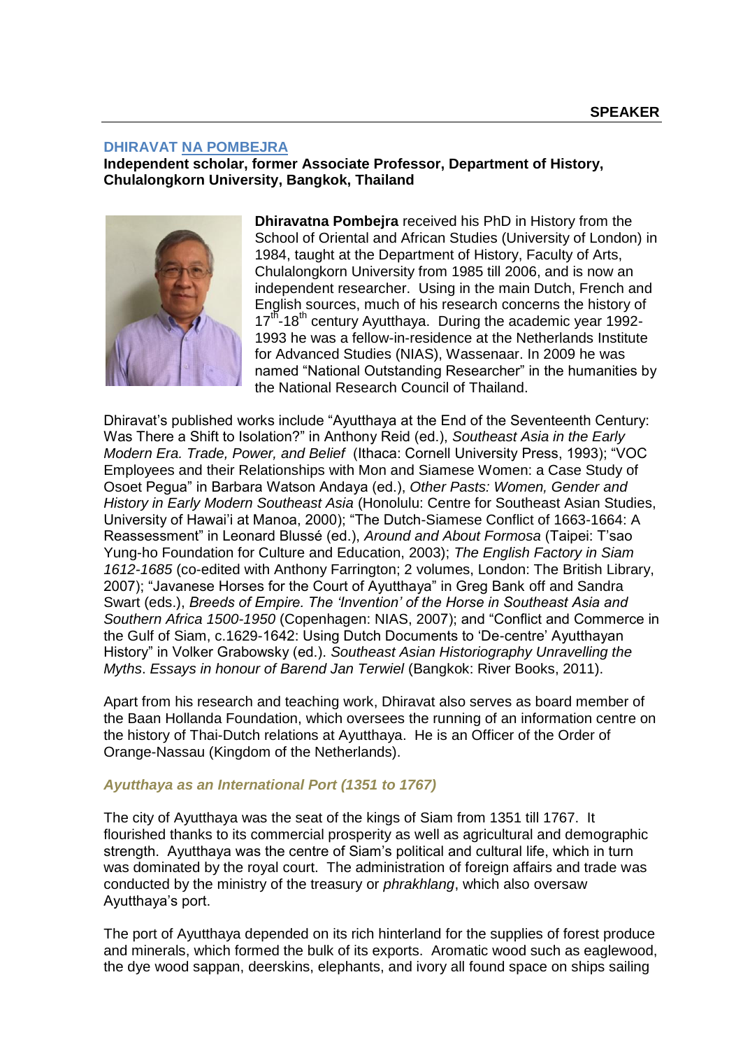**SPEAKER**

## DHIRAVAT NA POMBEJRA

**Independent scholar, former Associate Professor, Department of History, Chulalongkorn University, Bangkok, Thailand**

**Dhiravatna Pombejra** received his PhD in History from the School of Oriental and African Studies (University of London) in 1984, taught at the Department of History, Faculty of Arts, Chulalongkorn University from 1985 till 2006, and is now an independent researcher. Using in the main Dutch, French and English sources, much of his research concerns the history of 17th-18th century Ayutthaya. During the academic year 1992-1993 he was a fellow-in-residence at the Netherlands Institute for Advanced Studies (NIAS), Wassenaar. In 2009 he was named "National Outstanding Researcher" in the humanities by the National Research Council of Thailand.

Dhiravat's published works include "Ayutthaya at the End of the Seventeenth Century: Was There a Shift to Isolation?" in Anthony Reid (ed.), *Southeast Asia in the Early Modern Era. Trade, Power, and Belief* (Ithaca: Cornell University Press, 1993); "VOC Employees and their Relationships with Mon and Siamese Women: a Case Study of Osoet Pegua" in Barbara Watson Andaya (ed.), *Other Pasts: Women, Gender and History in Early Modern Southeast Asia* (Honolulu: Centre for Southeast Asian Studies, University of Hawai'i at Manoa, 2000); "The Dutch-Siamese Conflict of 1663-1664: A Reassessment" in Leonard Blussé (ed.), *Around and About Formosa* (Taipei: T'sao Yung-ho Foundation for Culture and Education, 2003); *The English Factory in Siam 1612-1685* (co-edited with Anthony Farrington; 2 volumes, London: The British Library, 2007); "Javanese Horses for the Court of Ayutthaya" in Greg Bank off and Sandra Swart (eds.), *Breeds of Empire. The 'Invention' of the Horse in Southeast Asia and Southern Africa 1500-1950* (Copenhagen: NIAS, 2007); and "Conflict and Commerce in the Gulf of Siam, c.1629-1642: Using Dutch Documents to 'De-centre' Ayutthayan History" in Volker Grabowsky (ed.). *Southeast Asian Historiography Unravelling the Myths. Essays in honour of Barend Jan Terwiel* (Bangkok: River Books, 2011).

Apart from his research and teaching work, Dhiravat also serves as board member of the Baan Hollanda Foundation, which oversees the running of an information centre on the history of Thai-Dutch relations at Ayutthaya. He is an Officer of the Order of Orange-Nassau (Kingdom of the Netherlands).

### *Ayutthaya as an International Port (1351 to 1767)*

The city of Ayutthaya was the seat of the kings of Siam from 1351 till 1767. It flourished thanks to its commercial prosperity as well as agricultural and demographic strength. Ayutthaya was the centre of Siam's political and cultural life, which in turn was dominated by the royal court. The administration of foreign affairs and trade was conducted by the ministry of the treasury or *phrakhlang*, which also oversaw Ayutthaya's port.

The port of Ayutthaya depended on its rich hinterland for the supplies of forest produce and minerals, which formed the bulk of its exports. Aromatic wood such as eaglewood, the dye wood sappan, deerskins, elephants, and ivory all found space on ships sailing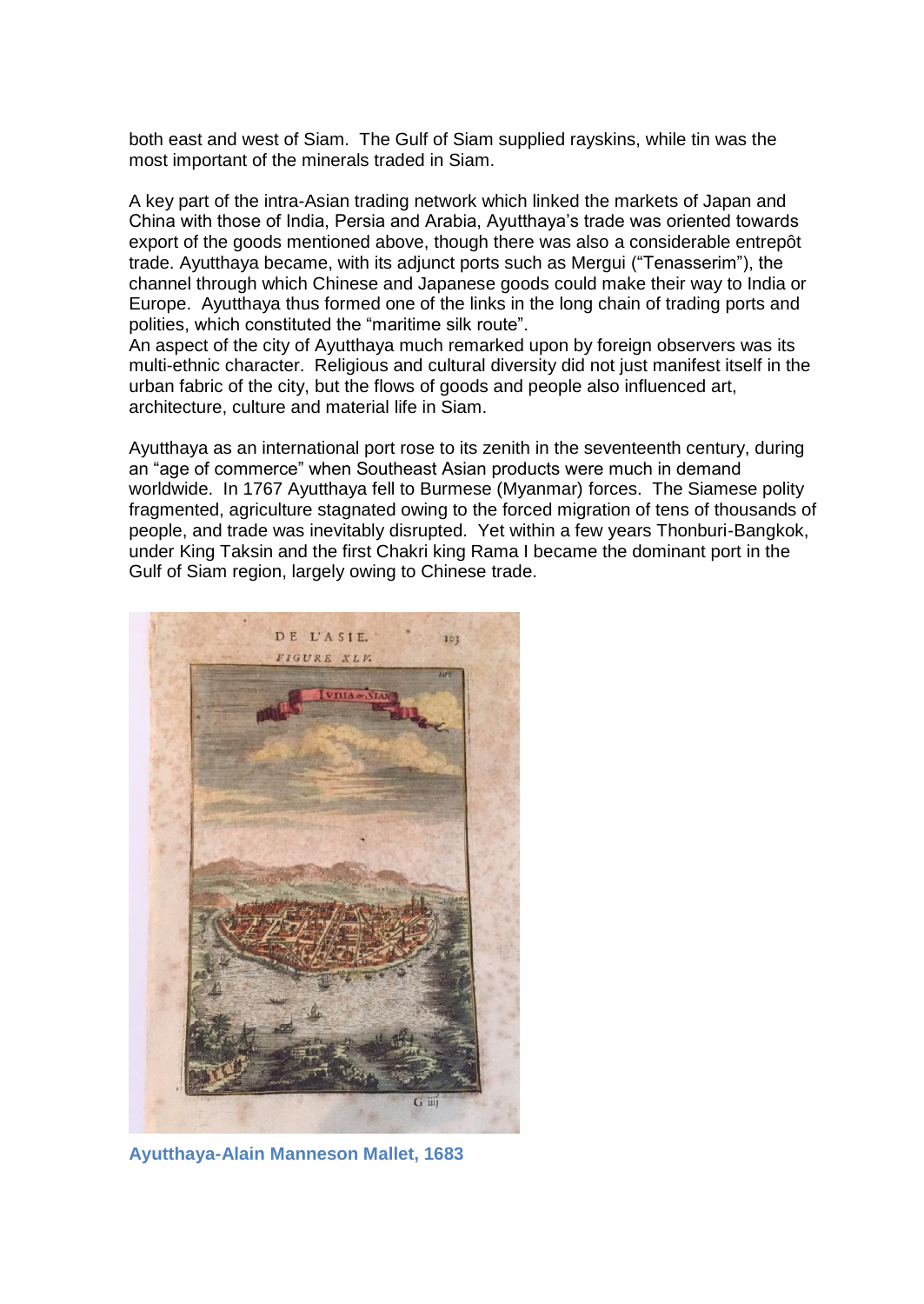both east and west of Siam. The Gulf of Siam supplied rayskins, while tin was the most important of the minerals traded in Siam.

A key part of the intra-Asian trading network which linked the markets of Japan and China with those of India, Persia and Arabia, Ayutthaya's trade was oriented towards export of the goods mentioned above, though there was also a considerable entrepôt trade. Ayutthaya became, with its adjunct ports such as Mergui ("Tenasserim"), the channel through which Chinese and Japanese goods could make their way to India or Europe. Ayutthaya thus formed one of the links in the long chain of trading ports and polities, which constituted the "maritime silk route".

An aspect of the city of Ayutthaya much remarked upon by foreign observers was its multi-ethnic character. Religious and cultural diversity did not just manifest itself in the urban fabric of the city, but the flows of goods and people also influenced art, architecture, culture and material life in Siam.

Ayutthaya as an international port rose to its zenith in the seventeenth century, during an "age of commerce" when Southeast Asian products were much in demand worldwide. In 1767 Ayutthaya fell to Burmese (Myanmar) forces. The Siamese polity fragmented, agriculture stagnated owing to the forced migration of tens of thousands of people, and trade was inevitably disrupted. Yet within a few years Thonburi-Bangkok, under King Taksin and the first Chakri king Rama I became the dominant port in the Gulf of Siam region, largely owing to Chinese trade.

**Ayutthaya-Alain Manneson Mallet, 1683**